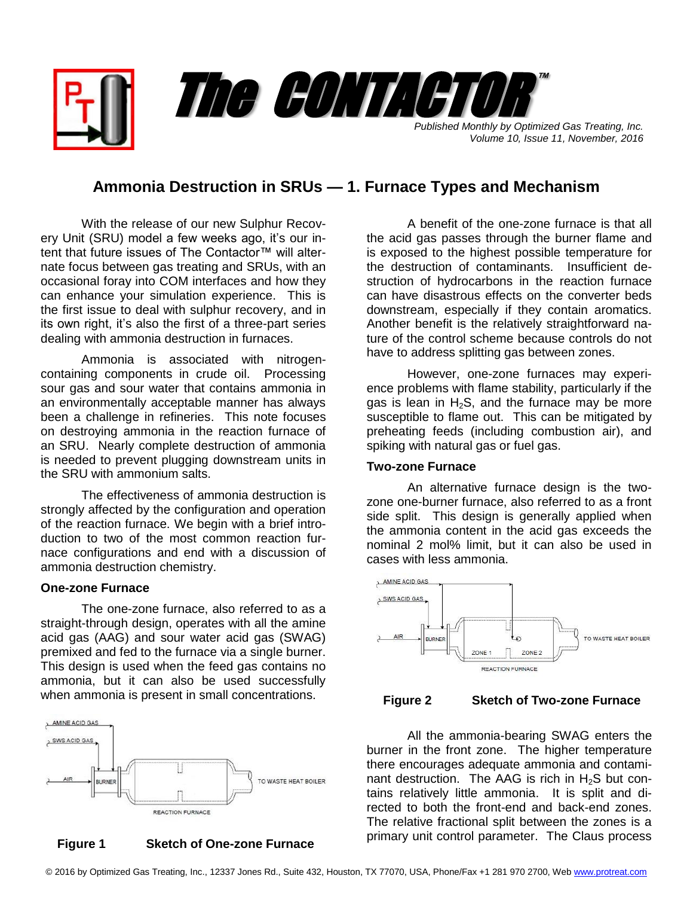# The CONTACTOR™

*Published Monthly by Optimized Gas Treating, Inc.*
*Volume 10, Issue 11, November, 2016*

## Ammonia Destruction in SRUs — 1. Furnace Types and Mechanism

With the release of our new Sulphur Recovery Unit (SRU) model a few weeks ago, it's our intent that future issues of The Contactor™ will alternate focus between gas treating and SRUs, with an occasional foray into COM interfaces and how they can enhance your simulation experience. This is the first issue to deal with sulphur recovery, and in its own right, it's also the first of a three-part series dealing with ammonia destruction in furnaces.

Ammonia is associated with nitrogen-containing components in crude oil. Processing sour gas and sour water that contains ammonia in an environmentally acceptable manner has always been a challenge in refineries. This note focuses on destroying ammonia in the reaction furnace of an SRU. Nearly complete destruction of ammonia is needed to prevent plugging downstream units in the SRU with ammonium salts.

The effectiveness of ammonia destruction is strongly affected by the configuration and operation of the reaction furnace. We begin with a brief introduction to two of the most common reaction furnace configurations and end with a discussion of ammonia destruction chemistry.

### One-zone Furnace

The one-zone furnace, also referred to as a straight-through design, operates with all the amine acid gas (AAG) and sour water acid gas (SWAG) premixed and fed to the furnace via a single burner. This design is used when the feed gas contains no ammonia, but it can also be used successfully when ammonia is present in small concentrations.

**Figure 1 Sketch of One-zone Furnace**

A benefit of the one-zone furnace is that all the acid gas passes through the burner flame and is exposed to the highest possible temperature for the destruction of contaminants. Insufficient destruction of hydrocarbons in the reaction furnace can have disastrous effects on the converter beds downstream, especially if they contain aromatics. Another benefit is the relatively straightforward nature of the control scheme because controls do not have to address splitting gas between zones.

However, one-zone furnaces may experience problems with flame stability, particularly if the gas is lean in $H_2S$, and the furnace may be more susceptible to flame out. This can be mitigated by preheating feeds (including combustion air), and spiking with natural gas or fuel gas.

### Two-zone Furnace

An alternative furnace design is the two-zone one-burner furnace, also referred to as a front side split. This design is generally applied when the ammonia content in the acid gas exceeds the nominal 2 mol% limit, but it can also be used in cases with less ammonia.

**Figure 2 Sketch of Two-zone Furnace**

All the ammonia-bearing SWAG enters the burner in the front zone. The higher temperature there encourages adequate ammonia and contaminant destruction. The AAG is rich in $H_2S$ but contains relatively little ammonia. It is split and directed to both the front-end and back-end zones. The relative fractional split between the zones is a primary unit control parameter. The Claus process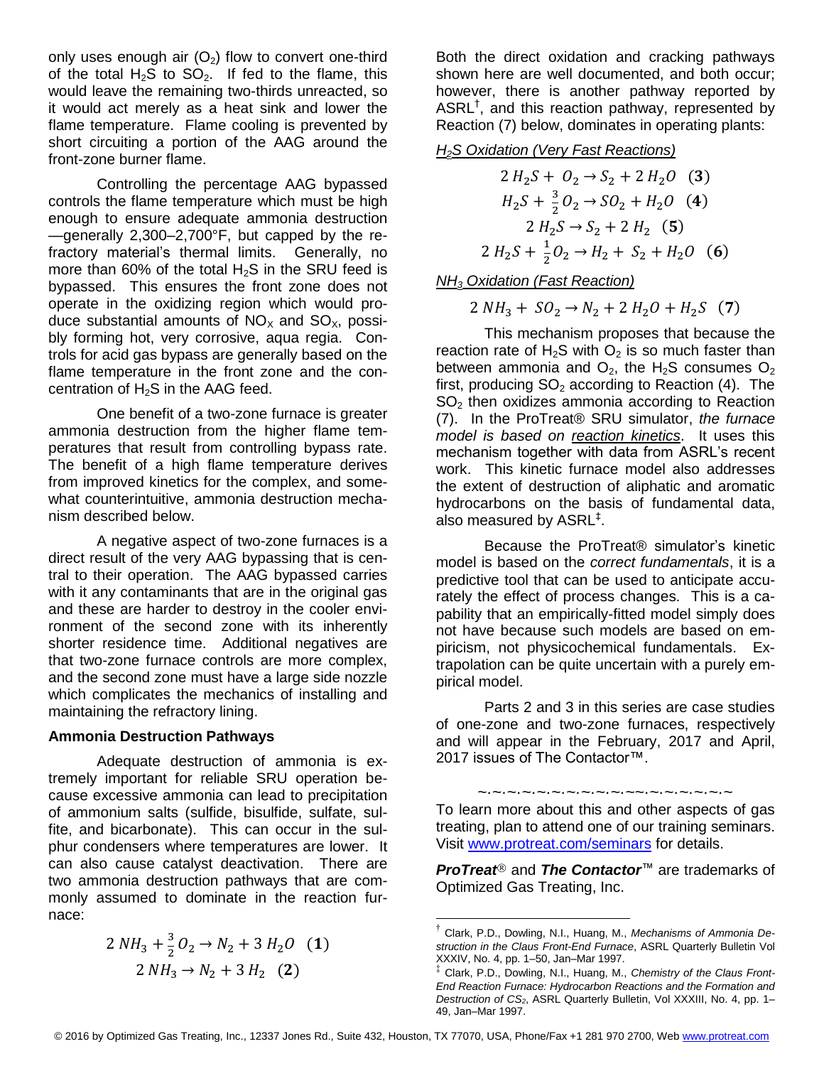only uses enough air ($O_2$) flow to convert one-third of the total $H_2S$ to $SO_2$. If fed to the flame, this would leave the remaining two-thirds unreacted, so it would act merely as a heat sink and lower the flame temperature. Flame cooling is prevented by short circuiting a portion of the AAG around the front-zone burner flame.

Controlling the percentage AAG bypassed controls the flame temperature which must be high enough to ensure adequate ammonia destruction —generally 2,300–2,700°F, but capped by the refractory material's thermal limits. Generally, no more than 60% of the total $H_2S$ in the SRU feed is bypassed. This ensures the front zone does not operate in the oxidizing region which would produce substantial amounts of $NO_X$ and $SO_X$, possibly forming hot, very corrosive, aqua regia. Controls for acid gas bypass are generally based on the flame temperature in the front zone and the concentration of $H_2S$ in the AAG feed.

One benefit of a two-zone furnace is greater ammonia destruction from the higher flame temperatures that result from controlling bypass rate. The benefit of a high flame temperature derives from improved kinetics for the complex, and somewhat counterintuitive, ammonia destruction mechanism described below.

A negative aspect of two-zone furnaces is a direct result of the very AAG bypassing that is central to their operation. The AAG bypassed carries with it any contaminants that are in the original gas and these are harder to destroy in the cooler environment of the second zone with its inherently shorter residence time. Additional negatives are that two-zone furnace controls are more complex, and the second zone must have a large side nozzle which complicates the mechanics of installing and maintaining the refractory lining.

**Ammonia Destruction Pathways**

Adequate destruction of ammonia is extremely important for reliable SRU operation because excessive ammonia can lead to precipitation of ammonium salts (sulfide, bisulfide, sulfate, sulfite, and bicarbonate). This can occur in the sulphur condensers where temperatures are lower. It can also cause catalyst deactivation. There are two ammonia destruction pathways that are commonly assumed to dominate in the reaction furnace:

$$2\,NH_3 + \tfrac{3}{2}O_2 \rightarrow N_2 + 3\,H_2O \quad (\mathbf{1})$$

$$2\,NH_3 \rightarrow N_2 + 3\,H_2 \quad (\mathbf{2})$$

Both the direct oxidation and cracking pathways shown here are well documented, and both occur; however, there is another pathway reported by ASRL[†], and this reaction pathway, represented by Reaction (7) below, dominates in operating plants:

*$H_2S$ Oxidation (Very Fast Reactions)*

$$2\,H_2S + O_2 \rightarrow S_2 + 2\,H_2O \quad (\mathbf{3})$$

$$H_2S + \tfrac{3}{2}O_2 \rightarrow SO_2 + H_2O \quad (\mathbf{4})$$

$$2\,H_2S \rightarrow S_2 + 2\,H_2 \quad (\mathbf{5})$$

$$2\,H_2S + \tfrac{1}{2}O_2 \rightarrow H_2 + S_2 + H_2O \quad (\mathbf{6})$$

*$NH_3$ Oxidation (Fast Reaction)*

$$2\,NH_3 + SO_2 \rightarrow N_2 + 2\,H_2O + H_2S \quad (\mathbf{7})$$

This mechanism proposes that because the reaction rate of $H_2S$ with $O_2$ is so much faster than between ammonia and $O_2$, the $H_2S$ consumes $O_2$ first, producing $SO_2$ according to Reaction (4). The $SO_2$ then oxidizes ammonia according to Reaction (7). In the ProTreat® SRU simulator, *the furnace model is based on reaction kinetics*. It uses this mechanism together with data from ASRL's recent work. This kinetic furnace model also addresses the extent of destruction of aliphatic and aromatic hydrocarbons on the basis of fundamental data, also measured by ASRL[‡].

Because the ProTreat® simulator's kinetic model is based on the *correct fundamentals*, it is a predictive tool that can be used to anticipate accurately the effect of process changes. This is a capability that an empirically-fitted model simply does not have because such models are based on empiricism, not physicochemical fundamentals. Extrapolation can be quite uncertain with a purely empirical model.

Parts 2 and 3 in this series are case studies of one-zone and two-zone furnaces, respectively and will appear in the February, 2017 and April, 2017 issues of The Contactor™.

~.~.~.~.~.~.~.~.~.~.~.~~.~.~.~.~.~.~.~

To learn more about this and other aspects of gas treating, plan to attend one of our training seminars. Visit www.protreat.com/seminars for details.

***ProTreat***® and ***The Contactor***™ are trademarks of Optimized Gas Treating, Inc.

---

[†] Clark, P.D., Dowling, N.I., Huang, M., *Mechanisms of Ammonia Destruction in the Claus Front-End Furnace*, ASRL Quarterly Bulletin Vol XXXIV, No. 4, pp. 1–50, Jan–Mar 1997.

[‡] Clark, P.D., Dowling, N.I., Huang, M., *Chemistry of the Claus Front-End Reaction Furnace: Hydrocarbon Reactions and the Formation and Destruction of $CS_2$*, ASRL Quarterly Bulletin, Vol XXXIII, No. 4, pp. 1–49, Jan–Mar 1997.